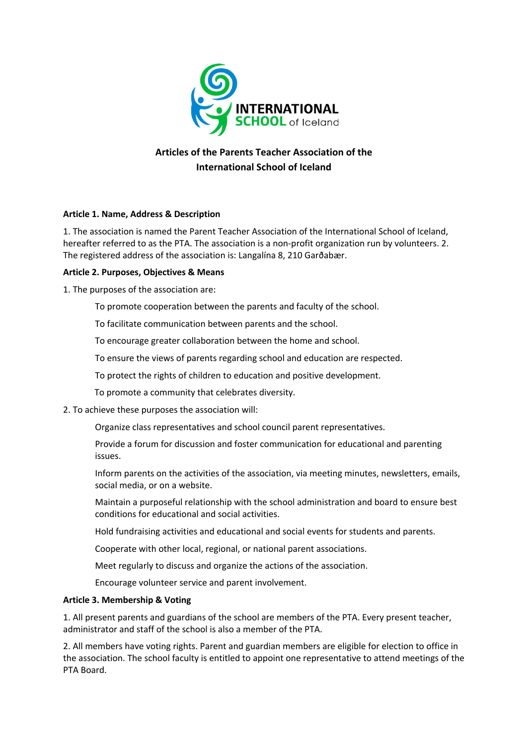# Articles of the Parents Teacher Association of the International School of Iceland

**Article 1. Name, Address & Description**

1. The association is named the Parent Teacher Association of the International School of Iceland, hereafter referred to as the PTA. The association is a non-profit organization run by volunteers. 2. The registered address of the association is: Langalína 8, 210 Garðabær.

**Article 2. Purposes, Objectives & Means**

1. The purposes of the association are:

   To promote cooperation between the parents and faculty of the school.

   To facilitate communication between parents and the school.

   To encourage greater collaboration between the home and school.

   To ensure the views of parents regarding school and education are respected.

   To protect the rights of children to education and positive development.

   To promote a community that celebrates diversity.

2. To achieve these purposes the association will:

   Organize class representatives and school council parent representatives.

   Provide a forum for discussion and foster communication for educational and parenting issues.

   Inform parents on the activities of the association, via meeting minutes, newsletters, emails, social media, or on a website.

   Maintain a purposeful relationship with the school administration and board to ensure best conditions for educational and social activities.

   Hold fundraising activities and educational and social events for students and parents.

   Cooperate with other local, regional, or national parent associations.

   Meet regularly to discuss and organize the actions of the association.

   Encourage volunteer service and parent involvement.

**Article 3. Membership & Voting**

1. All present parents and guardians of the school are members of the PTA. Every present teacher, administrator and staff of the school is also a member of the PTA.

2. All members have voting rights. Parent and guardian members are eligible for election to office in the association. The school faculty is entitled to appoint one representative to attend meetings of the PTA Board.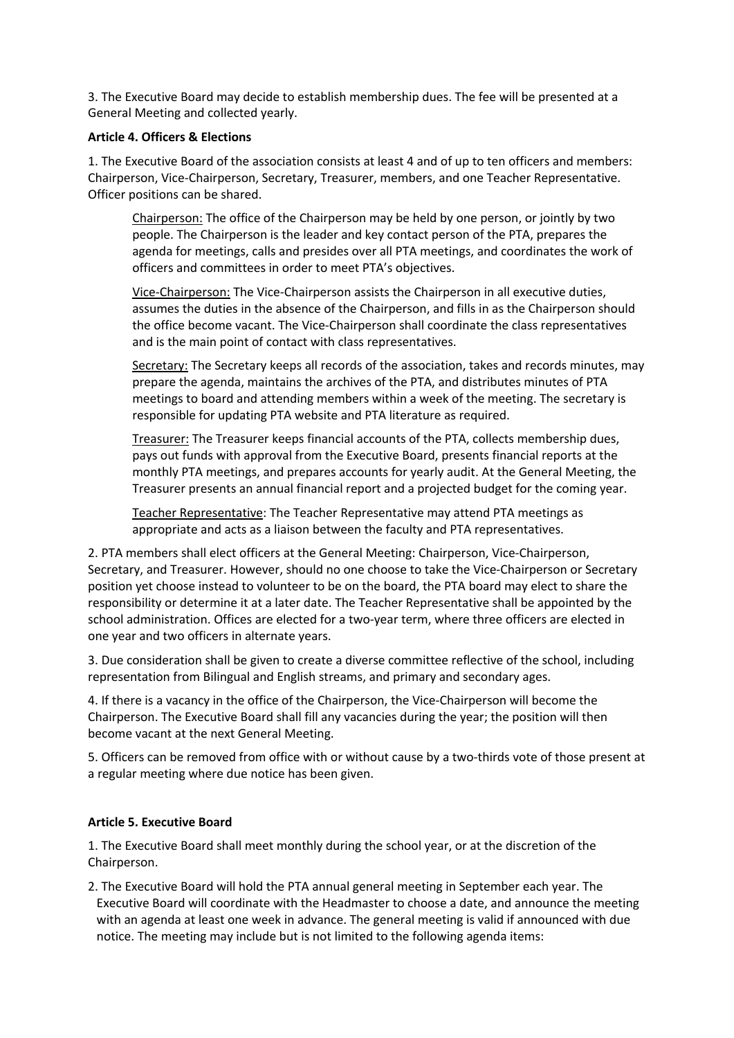3. The Executive Board may decide to establish membership dues. The fee will be presented at a General Meeting and collected yearly.

**Article 4. Officers & Elections**

1. The Executive Board of the association consists at least 4 and of up to ten officers and members: Chairperson, Vice-Chairperson, Secretary, Treasurer, members, and one Teacher Representative. Officer positions can be shared.

   Chairperson: The office of the Chairperson may be held by one person, or jointly by two people. The Chairperson is the leader and key contact person of the PTA, prepares the agenda for meetings, calls and presides over all PTA meetings, and coordinates the work of officers and committees in order to meet PTA's objectives.

   Vice-Chairperson: The Vice-Chairperson assists the Chairperson in all executive duties, assumes the duties in the absence of the Chairperson, and fills in as the Chairperson should the office become vacant. The Vice-Chairperson shall coordinate the class representatives and is the main point of contact with class representatives.

   Secretary: The Secretary keeps all records of the association, takes and records minutes, may prepare the agenda, maintains the archives of the PTA, and distributes minutes of PTA meetings to board and attending members within a week of the meeting. The secretary is responsible for updating PTA website and PTA literature as required.

   Treasurer: The Treasurer keeps financial accounts of the PTA, collects membership dues, pays out funds with approval from the Executive Board, presents financial reports at the monthly PTA meetings, and prepares accounts for yearly audit. At the General Meeting, the Treasurer presents an annual financial report and a projected budget for the coming year.

   Teacher Representative: The Teacher Representative may attend PTA meetings as appropriate and acts as a liaison between the faculty and PTA representatives.

2. PTA members shall elect officers at the General Meeting: Chairperson, Vice-Chairperson, Secretary, and Treasurer. However, should no one choose to take the Vice-Chairperson or Secretary position yet choose instead to volunteer to be on the board, the PTA board may elect to share the responsibility or determine it at a later date. The Teacher Representative shall be appointed by the school administration. Offices are elected for a two-year term, where three officers are elected in one year and two officers in alternate years.

3. Due consideration shall be given to create a diverse committee reflective of the school, including representation from Bilingual and English streams, and primary and secondary ages.

4. If there is a vacancy in the office of the Chairperson, the Vice-Chairperson will become the Chairperson. The Executive Board shall fill any vacancies during the year; the position will then become vacant at the next General Meeting.

5. Officers can be removed from office with or without cause by a two-thirds vote of those present at a regular meeting where due notice has been given.

**Article 5. Executive Board**

1. The Executive Board shall meet monthly during the school year, or at the discretion of the Chairperson.

2. The Executive Board will hold the PTA annual general meeting in September each year. The Executive Board will coordinate with the Headmaster to choose a date, and announce the meeting with an agenda at least one week in advance. The general meeting is valid if announced with due notice. The meeting may include but is not limited to the following agenda items: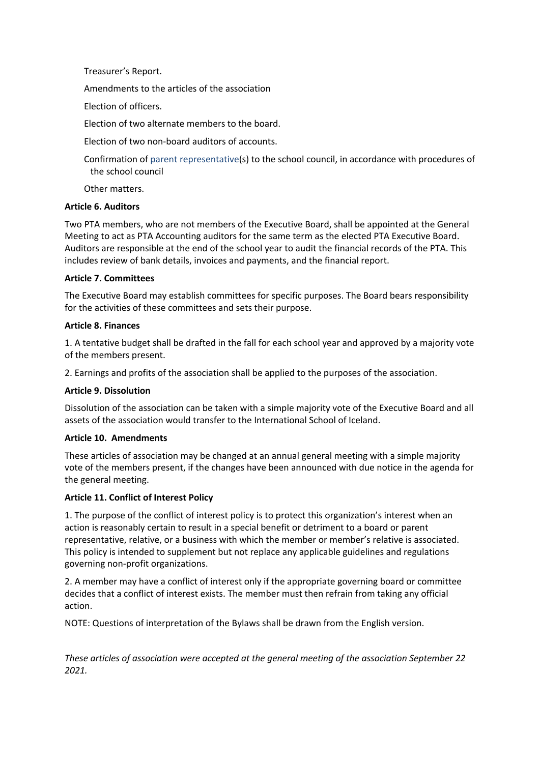Treasurer's Report.

Amendments to the articles of the association

Election of officers.

Election of two alternate members to the board.

Election of two non-board auditors of accounts.

Confirmation of parent representative(s) to the school council, in accordance with procedures of the school council

Other matters.

**Article 6. Auditors**

Two PTA members, who are not members of the Executive Board, shall be appointed at the General Meeting to act as PTA Accounting auditors for the same term as the elected PTA Executive Board. Auditors are responsible at the end of the school year to audit the financial records of the PTA. This includes review of bank details, invoices and payments, and the financial report.

**Article 7. Committees**

The Executive Board may establish committees for specific purposes. The Board bears responsibility for the activities of these committees and sets their purpose.

**Article 8. Finances**

1. A tentative budget shall be drafted in the fall for each school year and approved by a majority vote of the members present.

2. Earnings and profits of the association shall be applied to the purposes of the association.

**Article 9. Dissolution**

Dissolution of the association can be taken with a simple majority vote of the Executive Board and all assets of the association would transfer to the International School of Iceland.

**Article 10. Amendments**

These articles of association may be changed at an annual general meeting with a simple majority vote of the members present, if the changes have been announced with due notice in the agenda for the general meeting.

**Article 11. Conflict of Interest Policy**

1. The purpose of the conflict of interest policy is to protect this organization's interest when an action is reasonably certain to result in a special benefit or detriment to a board or parent representative, relative, or a business with which the member or member's relative is associated. This policy is intended to supplement but not replace any applicable guidelines and regulations governing non-profit organizations.

2. A member may have a conflict of interest only if the appropriate governing board or committee decides that a conflict of interest exists. The member must then refrain from taking any official action.

NOTE: Questions of interpretation of the Bylaws shall be drawn from the English version.

*These articles of association were accepted at the general meeting of the association September 22 2021.*